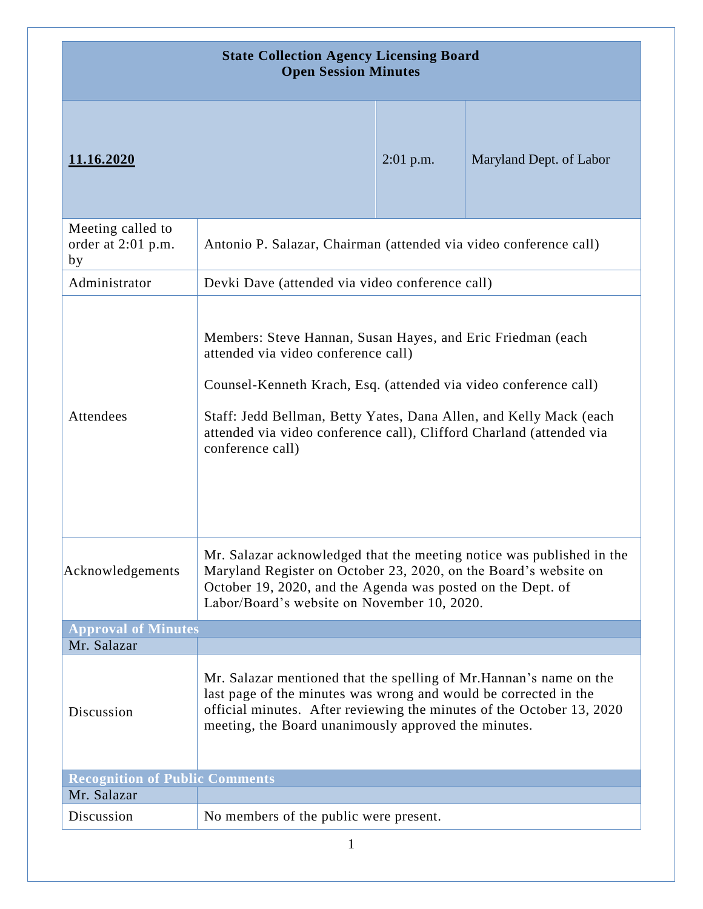# State Collection Agency Licensing Board
## Open Session Minutes

| **11.16.2020** | 2:01 p.m. | Maryland Dept. of Labor |
|---|---|---|

| | |
|---|---|
| Meeting called to order at 2:01 p.m. by | Antonio P. Salazar, Chairman (attended via video conference call) |
| Administrator | Devki Dave (attended via video conference call) |
| Attendees | Members: Steve Hannan, Susan Hayes, and Eric Friedman (each attended via video conference call)<br><br>Counsel-Kenneth Krach, Esq. (attended via video conference call)<br><br>Staff: Jedd Bellman, Betty Yates, Dana Allen, and Kelly Mack (each attended via video conference call), Clifford Charland (attended via conference call) |
| Acknowledgements | Mr. Salazar acknowledged that the meeting notice was published in the Maryland Register on October 23, 2020, on the Board's website on October 19, 2020, and the Agenda was posted on the Dept. of Labor/Board's website on November 10, 2020. |

**Approval of Minutes**

| Mr. Salazar | |
|---|---|
| Discussion | Mr. Salazar mentioned that the spelling of Mr.Hannan's name on the last page of the minutes was wrong and would be corrected in the official minutes. After reviewing the minutes of the October 13, 2020 meeting, the Board unanimously approved the minutes. |

**Recognition of Public Comments**

| Mr. Salazar | |
|---|---|
| Discussion | No members of the public were present. |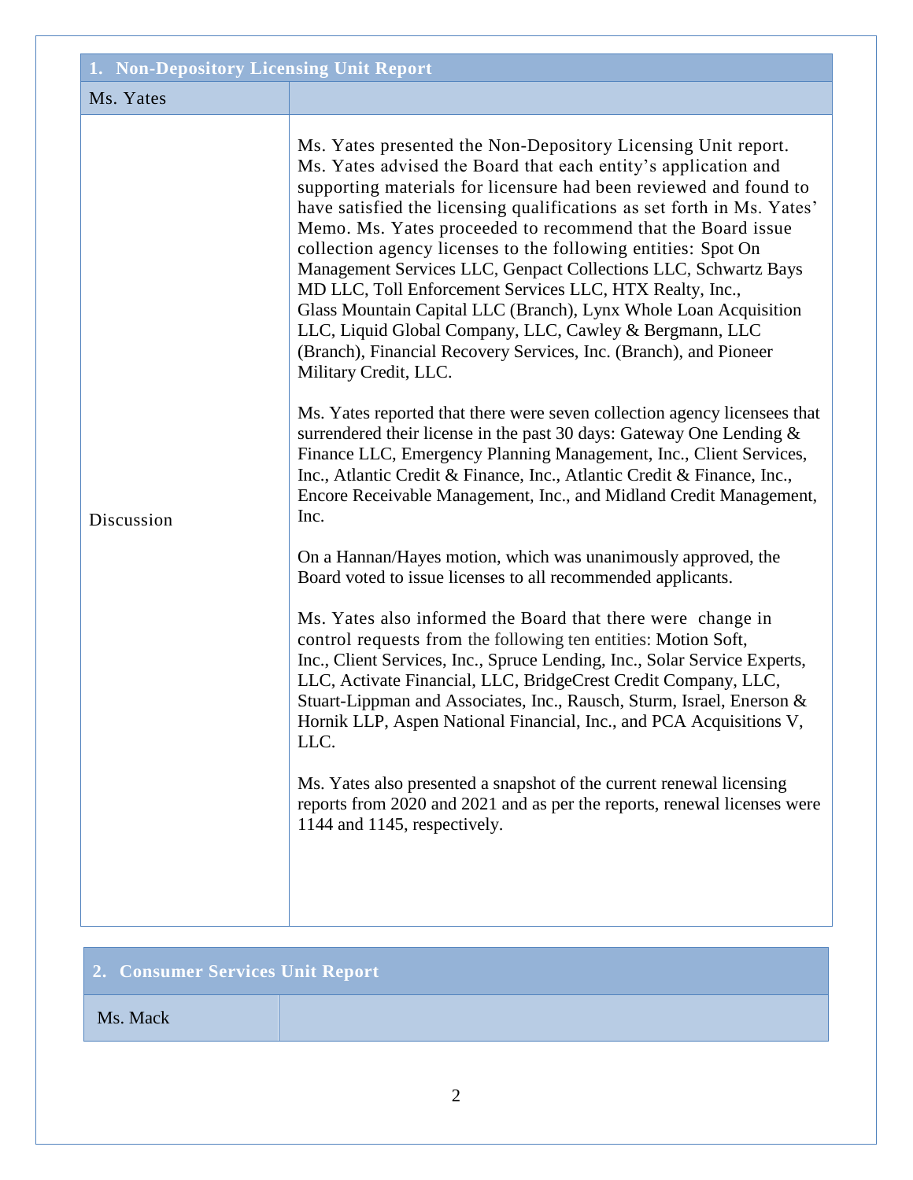| 1. Non-Depository Licensing Unit Report | |
|---|---|
| Ms. Yates | |
| Discussion | Ms. Yates presented the Non-Depository Licensing Unit report. Ms. Yates advised the Board that each entity's application and supporting materials for licensure had been reviewed and found to have satisfied the licensing qualifications as set forth in Ms. Yates' Memo. Ms. Yates proceeded to recommend that the Board issue collection agency licenses to the following entities: Spot On Management Services LLC, Genpact Collections LLC, Schwartz Bays MD LLC, Toll Enforcement Services LLC, HTX Realty, Inc., Glass Mountain Capital LLC (Branch), Lynx Whole Loan Acquisition LLC, Liquid Global Company, LLC, Cawley & Bergmann, LLC (Branch), Financial Recovery Services, Inc. (Branch), and Pioneer Military Credit, LLC.<br><br>Ms. Yates reported that there were seven collection agency licensees that surrendered their license in the past 30 days: Gateway One Lending & Finance LLC, Emergency Planning Management, Inc., Client Services, Inc., Atlantic Credit & Finance, Inc., Atlantic Credit & Finance, Inc., Encore Receivable Management, Inc., and Midland Credit Management, Inc.<br><br>On a Hannan/Hayes motion, which was unanimously approved, the Board voted to issue licenses to all recommended applicants.<br><br>Ms. Yates also informed the Board that there were change in control requests from the following ten entities: Motion Soft, Inc., Client Services, Inc., Spruce Lending, Inc., Solar Service Experts, LLC, Activate Financial, LLC, BridgeCrest Credit Company, LLC, Stuart-Lippman and Associates, Inc., Rausch, Sturm, Israel, Enerson & Hornik LLP, Aspen National Financial, Inc., and PCA Acquisitions V, LLC.<br><br>Ms. Yates also presented a snapshot of the current renewal licensing reports from 2020 and 2021 and as per the reports, renewal licenses were 1144 and 1145, respectively. |

| 2. Consumer Services Unit Report | |
|---|---|
| Ms. Mack | |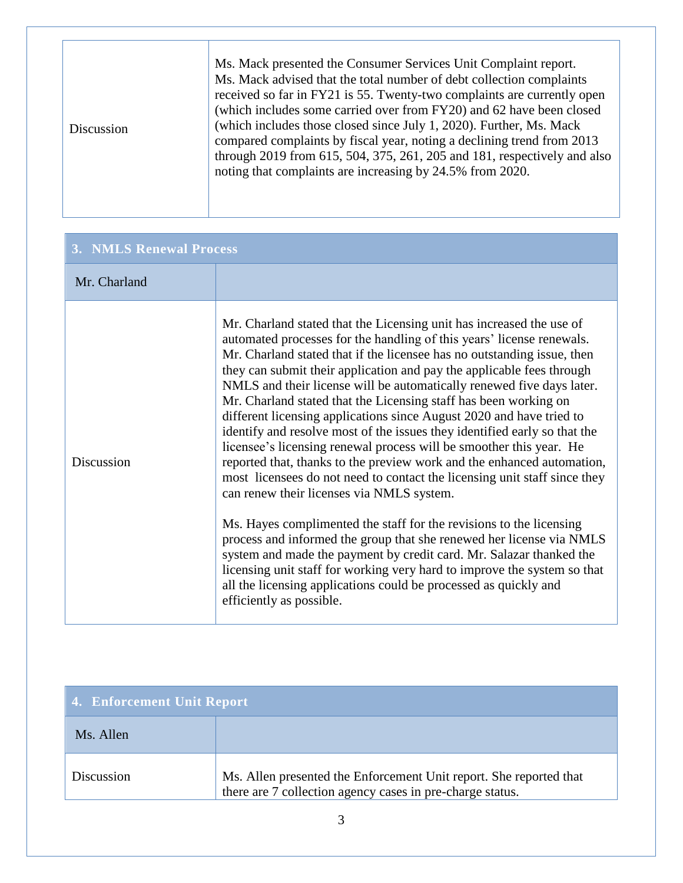| | |
|---|---|
| Discussion | Ms. Mack presented the Consumer Services Unit Complaint report. Ms. Mack advised that the total number of debt collection complaints received so far in FY21 is 55. Twenty-two complaints are currently open (which includes some carried over from FY20) and 62 have been closed (which includes those closed since July 1, 2020). Further, Ms. Mack compared complaints by fiscal year, noting a declining trend from 2013 through 2019 from 615, 504, 375, 261, 205 and 181, respectively and also noting that complaints are increasing by 24.5% from 2020. |

| **3. NMLS Renewal Process** | |
|---|---|
| Mr. Charland | |
| Discussion | Mr. Charland stated that the Licensing unit has increased the use of automated processes for the handling of this years' license renewals. Mr. Charland stated that if the licensee has no outstanding issue, then they can submit their application and pay the applicable fees through NMLS and their license will be automatically renewed five days later. Mr. Charland stated that the Licensing staff has been working on different licensing applications since August 2020 and have tried to identify and resolve most of the issues they identified early so that the licensee's licensing renewal process will be smoother this year. He reported that, thanks to the preview work and the enhanced automation, most licensees do not need to contact the licensing unit staff since they can renew their licenses via NMLS system.<br><br>Ms. Hayes complimented the staff for the revisions to the licensing process and informed the group that she renewed her license via NMLS system and made the payment by credit card. Mr. Salazar thanked the licensing unit staff for working very hard to improve the system so that all the licensing applications could be processed as quickly and efficiently as possible. |

| **4. Enforcement Unit Report** | |
|---|---|
| Ms. Allen | |
| Discussion | Ms. Allen presented the Enforcement Unit report. She reported that there are 7 collection agency cases in pre-charge status. |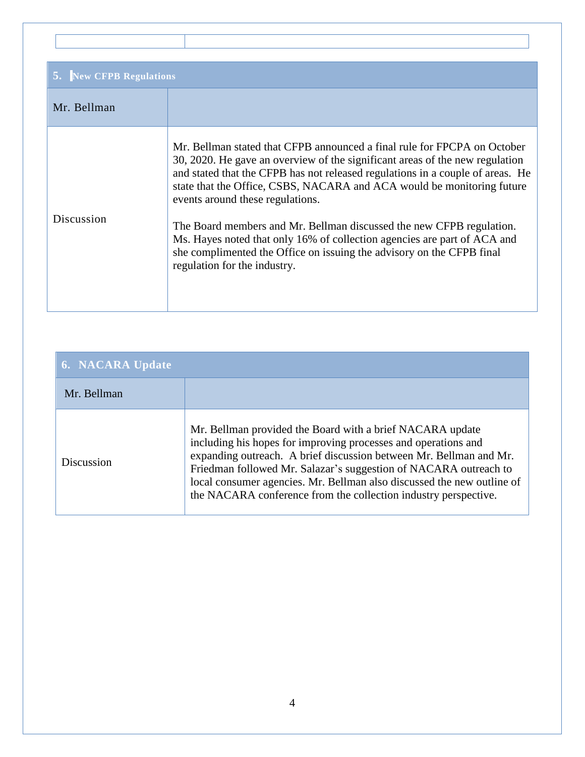| | |
|---|---|

| 5. New CFPB Regulations | |
|---|---|
| Mr. Bellman | |
| Discussion | Mr. Bellman stated that CFPB announced a final rule for FPCPA on October 30, 2020. He gave an overview of the significant areas of the new regulation and stated that the CFPB has not released regulations in a couple of areas. He state that the Office, CSBS, NACARA and ACA would be monitoring future events around these regulations.<br><br>The Board members and Mr. Bellman discussed the new CFPB regulation. Ms. Hayes noted that only 16% of collection agencies are part of ACA and she complimented the Office on issuing the advisory on the CFPB final regulation for the industry. |

| 6. NACARA Update | |
|---|---|
| Mr. Bellman | |
| Discussion | Mr. Bellman provided the Board with a brief NACARA update including his hopes for improving processes and operations and expanding outreach. A brief discussion between Mr. Bellman and Mr. Friedman followed Mr. Salazar's suggestion of NACARA outreach to local consumer agencies. Mr. Bellman also discussed the new outline of the NACARA conference from the collection industry perspective. |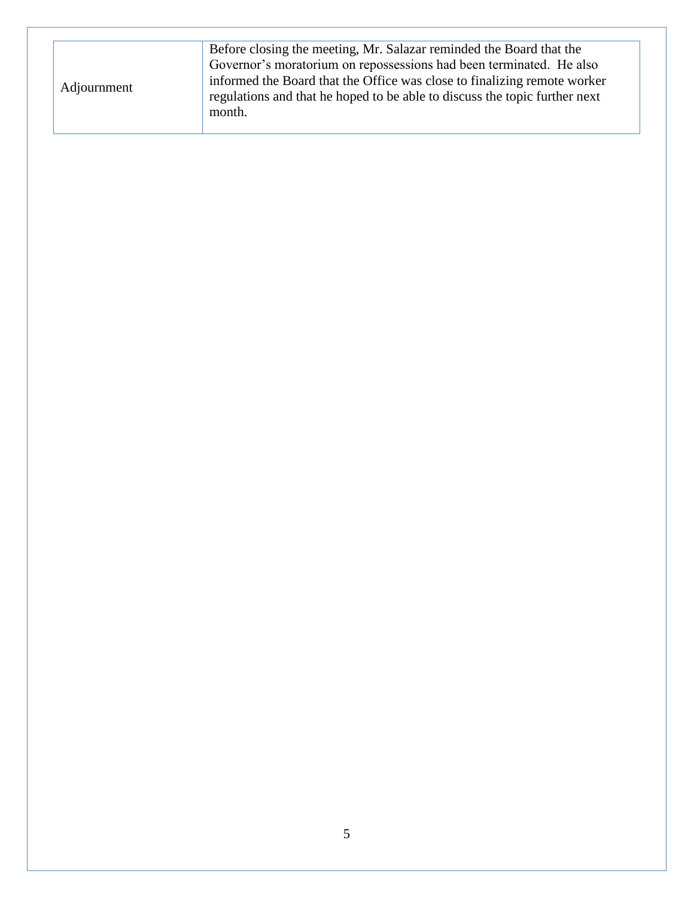| | |
|---|---|
| Adjournment | Before closing the meeting, Mr. Salazar reminded the Board that the Governor's moratorium on repossessions had been terminated. He also informed the Board that the Office was close to finalizing remote worker regulations and that he hoped to be able to discuss the topic further next month. |